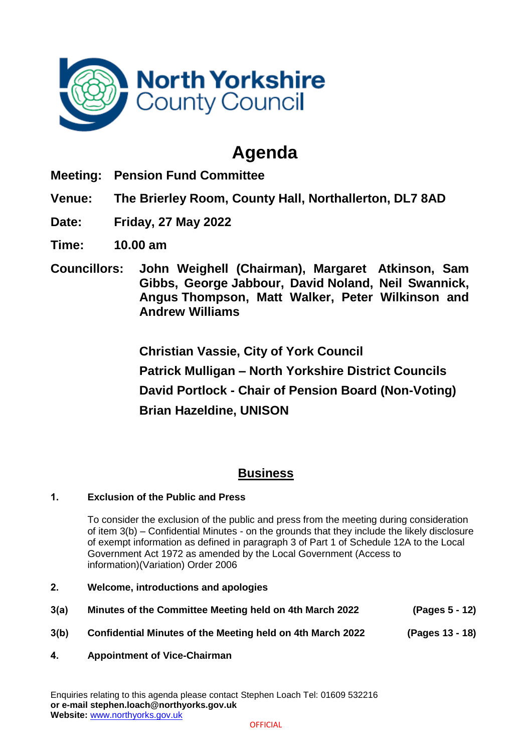North Yorkshire County Council

# Agenda

**Meeting:** **Pension Fund Committee**

**Venue:** **The Brierley Room, County Hall, Northallerton, DL7 8AD**

**Date:** **Friday, 27 May 2022**

**Time:** **10.00 am**

**Councillors:** **John Weighell (Chairman), Margaret Atkinson, Sam Gibbs, George Jabbour, David Noland, Neil Swannick, Angus Thompson, Matt Walker, Peter Wilkinson and Andrew Williams**

**Christian Vassie, City of York Council**
**Patrick Mulligan – North Yorkshire District Councils**
**David Portlock - Chair of Pension Board (Non-Voting)**
**Brian Hazeldine, UNISON**

## Business

**1. Exclusion of the Public and Press**

To consider the exclusion of the public and press from the meeting during consideration of item 3(b) – Confidential Minutes - on the grounds that they include the likely disclosure of exempt information as defined in paragraph 3 of Part 1 of Schedule 12A to the Local Government Act 1972 as amended by the Local Government (Access to information)(Variation) Order 2006

**2. Welcome, introductions and apologies**

**3(a) Minutes of the Committee Meeting held on 4th March 2022** **(Pages 5 - 12)**

**3(b) Confidential Minutes of the Meeting held on 4th March 2022** **(Pages 13 - 18)**

**4. Appointment of Vice-Chairman**

Enquiries relating to this agenda please contact Stephen Loach Tel: 01609 532216
**or e-mail stephen.loach@northyorks.gov.uk**
**Website:** www.northyorks.gov.uk

OFFICIAL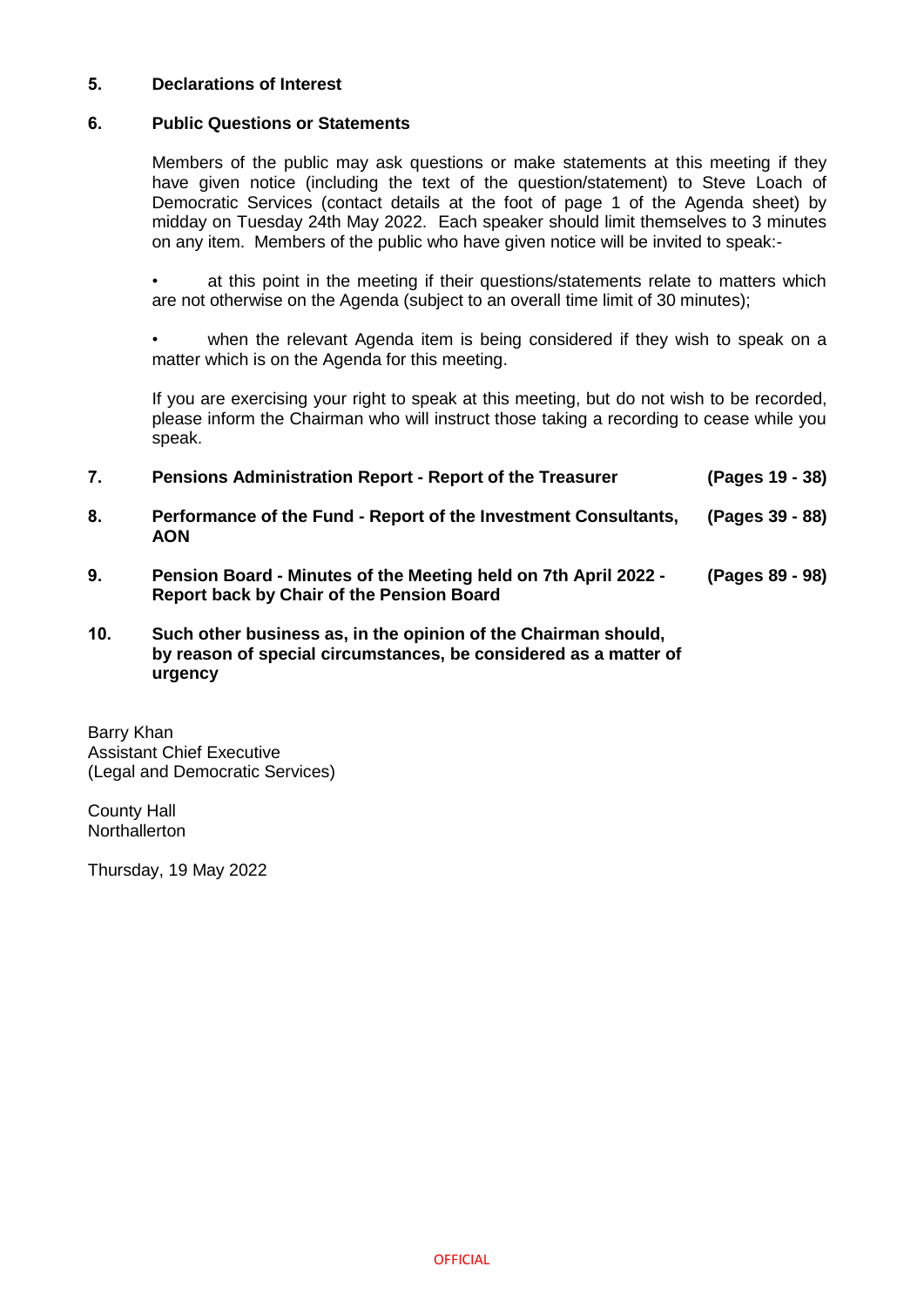**5. Declarations of Interest**

**6. Public Questions or Statements**

Members of the public may ask questions or make statements at this meeting if they have given notice (including the text of the question/statement) to Steve Loach of Democratic Services (contact details at the foot of page 1 of the Agenda sheet) by midday on Tuesday 24th May 2022. Each speaker should limit themselves to 3 minutes on any item. Members of the public who have given notice will be invited to speak:-

- at this point in the meeting if their questions/statements relate to matters which are not otherwise on the Agenda (subject to an overall time limit of 30 minutes);
- when the relevant Agenda item is being considered if they wish to speak on a matter which is on the Agenda for this meeting.

If you are exercising your right to speak at this meeting, but do not wish to be recorded, please inform the Chairman who will instruct those taking a recording to cease while you speak.

**7. Pensions Administration Report - Report of the Treasurer** **(Pages 19 - 38)**

**8. Performance of the Fund - Report of the Investment Consultants, AON** **(Pages 39 - 88)**

**9. Pension Board - Minutes of the Meeting held on 7th April 2022 - Report back by Chair of the Pension Board** **(Pages 89 - 98)**

**10. Such other business as, in the opinion of the Chairman should, by reason of special circumstances, be considered as a matter of urgency**

Barry Khan
Assistant Chief Executive
(Legal and Democratic Services)

County Hall
Northallerton

Thursday, 19 May 2022

OFFICIAL